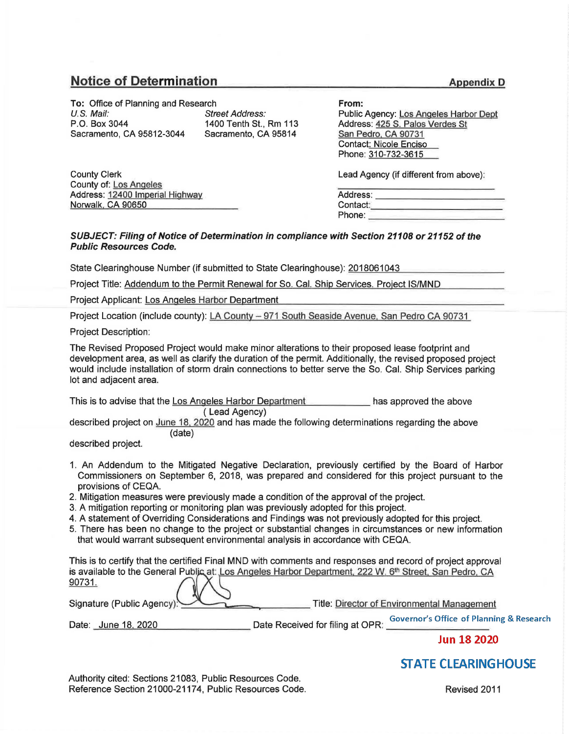## Notice of Determination

**Appendix D**

**To:** Office of Planning and Research

*U.S. Mail:*
P.O. Box 3044
Sacramento, CA 95812-3044

*Street Address:*
1400 Tenth St., Rm 113
Sacramento, CA 95814

County Clerk
County of: Los Angeles
Address: 12400 Imperial Highway
Norwalk, CA 90650

**From:**
Public Agency: Los Angeles Harbor Dept
Address: 425 S. Palos Verdes St
San Pedro, CA 90731
Contact: Nicole Enciso
Phone: 310-732-3615

Lead Agency (if different from above):

Address:
Contact:
Phone:

***SUBJECT: Filing of Notice of Determination in compliance with Section 21108 or 21152 of the Public Resources Code.***

State Clearinghouse Number (if submitted to State Clearinghouse): 2018061043

Project Title: Addendum to the Permit Renewal for So. Cal. Ship Services. Project IS/MND

Project Applicant: Los Angeles Harbor Department

Project Location (include county): LA County – 971 South Seaside Avenue, San Pedro CA 90731

Project Description:

The Revised Proposed Project would make minor alterations to their proposed lease footprint and development area, as well as clarify the duration of the permit. Additionally, the revised proposed project would include installation of storm drain connections to better serve the So. Cal. Ship Services parking lot and adjacent area.

This is to advise that the Los Angeles Harbor Department (Lead Agency) has approved the above described project on June 18, 2020 (date) and has made the following determinations regarding the above described project.

1. An Addendum to the Mitigated Negative Declaration, previously certified by the Board of Harbor Commissioners on September 6, 2018, was prepared and considered for this project pursuant to the provisions of CEQA.
2. Mitigation measures were previously made a condition of the approval of the project.
3. A mitigation reporting or monitoring plan was previously adopted for this project.
4. A statement of Overriding Considerations and Findings was not previously adopted for this project.
5. There has been no change to the project or substantial changes in circumstances or new information that would warrant subsequent environmental analysis in accordance with CEQA.

This is to certify that the certified Final MND with comments and responses and record of project approval is available to the General Public at: Los Angeles Harbor Department, 222 W. 6th Street, San Pedro, CA 90731.

Signature (Public Agency): Title: Director of Environmental Management

Date: June 18, 2020 Date Received for filing at OPR: Governor's Office of Planning & Research

Jun 18 2020

STATE CLEARINGHOUSE

Authority cited: Sections 21083, Public Resources Code.
Reference Section 21000-21174, Public Resources Code.

Revised 2011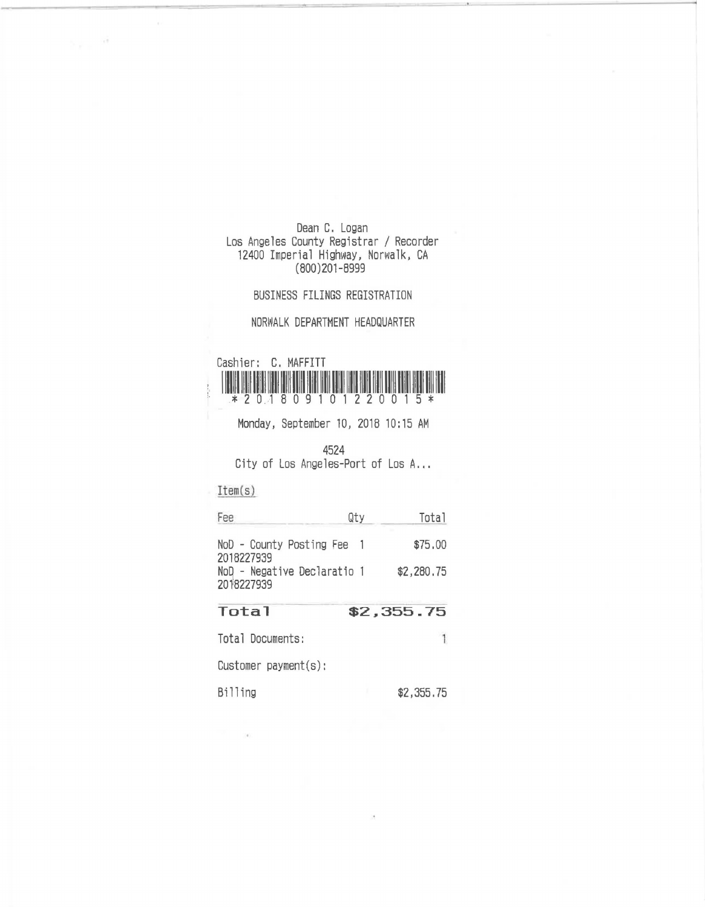Dean C. Logan
Los Angeles County Registrar / Recorder
12400 Imperial Highway, Norwalk, CA
(800)201-8999

BUSINESS FILINGS REGISTRATION

NORWALK DEPARTMENT HEADQUARTER

Cashier: C. MAFFITT

*201809101220015*

Monday, September 10, 2018 10:15 AM

4524
City of Los Angeles-Port of Los A...

Item(s)

| Fee | Qty | Total |
| --- | --- | --- |
| NoD - County Posting Fee 2018227939 | 1 | $75.00 |
| NoD - Negative Declaratio 2018227939 | 1 | $2,280.75 |

**Total $2,355.75**

Total Documents: 1

Customer payment(s):

Billing $2,355.75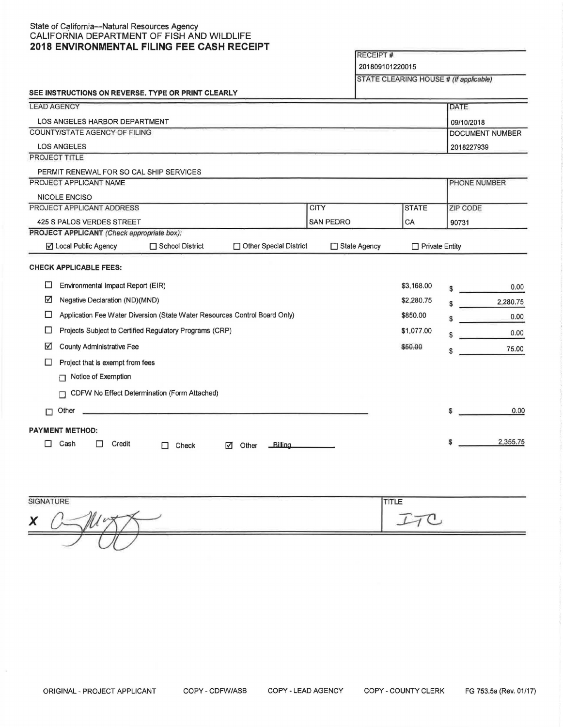State of California—Natural Resources Agency
CALIFORNIA DEPARTMENT OF FISH AND WILDLIFE
**2018 ENVIRONMENTAL FILING FEE CASH RECEIPT**

RECEIPT #
201809101220015

STATE CLEARING HOUSE # *(If applicable)*

**SEE INSTRUCTIONS ON REVERSE. TYPE OR PRINT CLEARLY**

| | | | | |
|---|---|---|---|---|
| LEAD AGENCY<br>LOS ANGELES HARBOR DEPARTMENT | | | | DATE<br>09/10/2018 |
| COUNTY/STATE AGENCY OF FILING<br>LOS ANGELES | | | | DOCUMENT NUMBER<br>2018227939 |
| PROJECT TITLE<br>PERMIT RENEWAL FOR SO CAL SHIP SERVICES | | | | |
| PROJECT APPLICANT NAME<br>NICOLE ENCISO | | | | PHONE NUMBER |
| PROJECT APPLICANT ADDRESS<br>425 S PALOS VERDES STREET | CITY<br>SAN PEDRO | | STATE<br>CA | ZIP CODE<br>90731 |

**PROJECT APPLICANT** *(Check appropriate box):*

☑ Local Public Agency ☐ School District ☐ Other Special District ☐ State Agency ☐ Private Entity

**CHECK APPLICABLE FEES:**

| | | | |
|---|---|---|---|
| ☐ | Environmental Impact Report (EIR) | $3,168.00 | $ 0.00 |
| ☑ | Negative Declaration (ND)(MND) | $2,280.75 | $ 2,280.75 |
| ☐ | Application Fee Water Diversion (State Water Resources Control Board Only) | $850.00 | $ 0.00 |
| ☐ | Projects Subject to Certified Regulatory Programs (CRP) | $1,077.00 | $ 0.00 |
| ☑ | County Administrative Fee | ~~$50.00~~ | $ 75.00 |
| ☐ | Project that is exempt from fees | | |
| | ☐ Notice of Exemption | | |
| | ☐ CDFW No Effect Determination (Form Attached) | | |
| ☐ | Other | | $ 0.00 |

**PAYMENT METHOD:**

☐ Cash ☐ Credit ☐ Check ☑ Other Billing $ 2,355.75

| | |
|---|---|
| SIGNATURE<br>X | TITLE<br>ITC |

ORIGINAL - PROJECT APPLICANT COPY - CDFW/ASB COPY - LEAD AGENCY COPY - COUNTY CLERK FG 753.5a (Rev. 01/17)